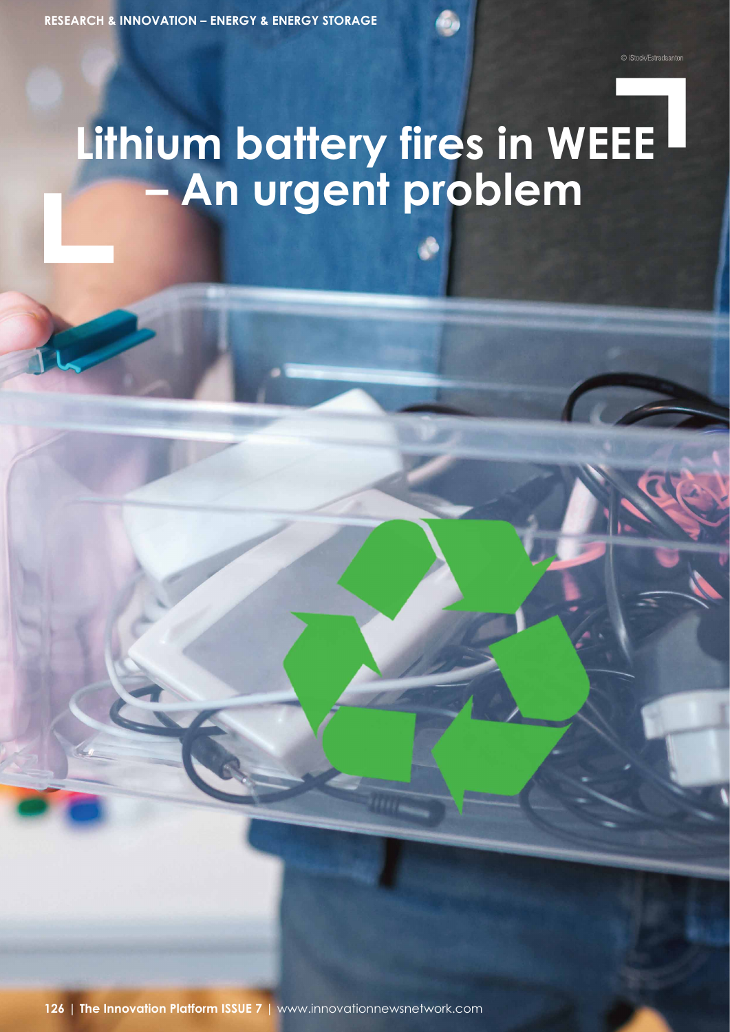# Lithium battery fires in WEEE – An urgent problem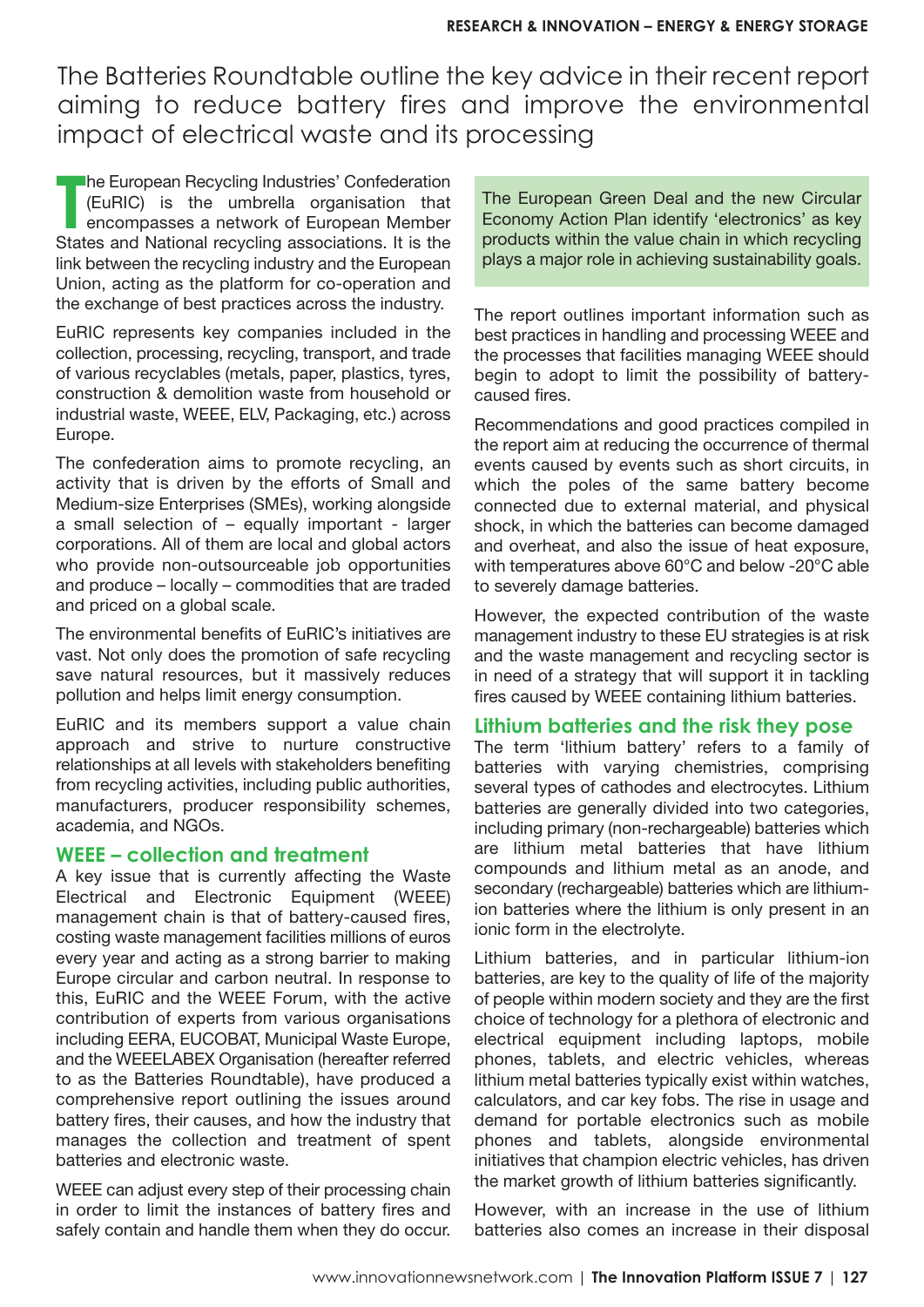# The Batteries Roundtable outline the key advice in their recent report aiming to reduce battery fires and improve the environmental impact of electrical waste and its processing

The European Recycling Industries' Confederation (EuRIC) is the umbrella organisation that encompasses a network of European Member States and National recycling associations. It is the link between the recycling industry and the European Union, acting as the platform for co-operation and the exchange of best practices across the industry.

EuRIC represents key companies included in the collection, processing, recycling, transport, and trade of various recyclables (metals, paper, plastics, tyres, construction & demolition waste from household or industrial waste, WEEE, ELV, Packaging, etc.) across Europe.

The confederation aims to promote recycling, an activity that is driven by the efforts of Small and Medium-size Enterprises (SMEs), working alongside a small selection of – equally important - larger corporations. All of them are local and global actors who provide non-outsourceable job opportunities and produce – locally – commodities that are traded and priced on a global scale.

The environmental benefits of EuRIC's initiatives are vast. Not only does the promotion of safe recycling save natural resources, but it massively reduces pollution and helps limit energy consumption.

EuRIC and its members support a value chain approach and strive to nurture constructive relationships at all levels with stakeholders benefiting from recycling activities, including public authorities, manufacturers, producer responsibility schemes, academia, and NGOs.

## WEEE – collection and treatment

A key issue that is currently affecting the Waste Electrical and Electronic Equipment (WEEE) management chain is that of battery-caused fires, costing waste management facilities millions of euros every year and acting as a strong barrier to making Europe circular and carbon neutral. In response to this, EuRIC and the WEEE Forum, with the active contribution of experts from various organisations including EERA, EUCOBAT, Municipal Waste Europe, and the WEEELABEX Organisation (hereafter referred to as the Batteries Roundtable), have produced a comprehensive report outlining the issues around battery fires, their causes, and how the industry that manages the collection and treatment of spent batteries and electronic waste.

WEEE can adjust every step of their processing chain in order to limit the instances of battery fires and safely contain and handle them when they do occur.

> The European Green Deal and the new Circular Economy Action Plan identify 'electronics' as key products within the value chain in which recycling plays a major role in achieving sustainability goals.

The report outlines important information such as best practices in handling and processing WEEE and the processes that facilities managing WEEE should begin to adopt to limit the possibility of battery-caused fires.

Recommendations and good practices compiled in the report aim at reducing the occurrence of thermal events caused by events such as short circuits, in which the poles of the same battery become connected due to external material, and physical shock, in which the batteries can become damaged and overheat, and also the issue of heat exposure, with temperatures above 60°C and below -20°C able to severely damage batteries.

However, the expected contribution of the waste management industry to these EU strategies is at risk and the waste management and recycling sector is in need of a strategy that will support it in tackling fires caused by WEEE containing lithium batteries.

## Lithium batteries and the risk they pose

The term 'lithium battery' refers to a family of batteries with varying chemistries, comprising several types of cathodes and electrocytes. Lithium batteries are generally divided into two categories, including primary (non-rechargeable) batteries which are lithium metal batteries that have lithium compounds and lithium metal as an anode, and secondary (rechargeable) batteries which are lithium-ion batteries where the lithium is only present in an ionic form in the electrolyte.

Lithium batteries, and in particular lithium-ion batteries, are key to the quality of life of the majority of people within modern society and they are the first choice of technology for a plethora of electronic and electrical equipment including laptops, mobile phones, tablets, and electric vehicles, whereas lithium metal batteries typically exist within watches, calculators, and car key fobs. The rise in usage and demand for portable electronics such as mobile phones and tablets, alongside environmental initiatives that champion electric vehicles, has driven the market growth of lithium batteries significantly.

However, with an increase in the use of lithium batteries also comes an increase in their disposal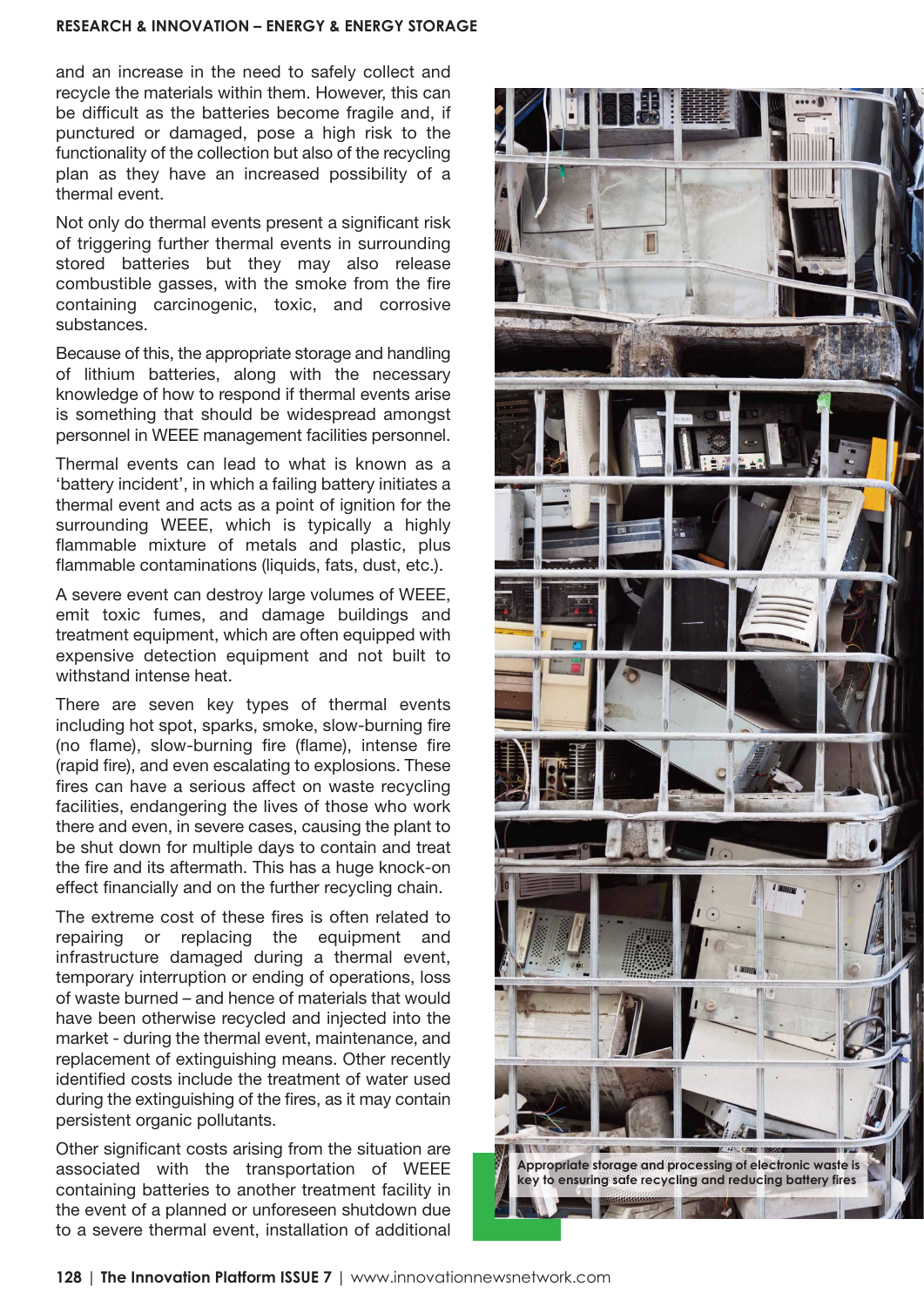and an increase in the need to safely collect and recycle the materials within them. However, this can be difficult as the batteries become fragile and, if punctured or damaged, pose a high risk to the functionality of the collection but also of the recycling plan as they have an increased possibility of a thermal event.

Not only do thermal events present a significant risk of triggering further thermal events in surrounding stored batteries but they may also release combustible gasses, with the smoke from the fire containing carcinogenic, toxic, and corrosive substances.

Because of this, the appropriate storage and handling of lithium batteries, along with the necessary knowledge of how to respond if thermal events arise is something that should be widespread amongst personnel in WEEE management facilities personnel.

Thermal events can lead to what is known as a 'battery incident', in which a failing battery initiates a thermal event and acts as a point of ignition for the surrounding WEEE, which is typically a highly flammable mixture of metals and plastic, plus flammable contaminations (liquids, fats, dust, etc.).

A severe event can destroy large volumes of WEEE, emit toxic fumes, and damage buildings and treatment equipment, which are often equipped with expensive detection equipment and not built to withstand intense heat.

There are seven key types of thermal events including hot spot, sparks, smoke, slow-burning fire (no flame), slow-burning fire (flame), intense fire (rapid fire), and even escalating to explosions. These fires can have a serious affect on waste recycling facilities, endangering the lives of those who work there and even, in severe cases, causing the plant to be shut down for multiple days to contain and treat the fire and its aftermath. This has a huge knock-on effect financially and on the further recycling chain.

The extreme cost of these fires is often related to repairing or replacing the equipment and infrastructure damaged during a thermal event, temporary interruption or ending of operations, loss of waste burned – and hence of materials that would have been otherwise recycled and injected into the market - during the thermal event, maintenance, and replacement of extinguishing means. Other recently identified costs include the treatment of water used during the extinguishing of the fires, as it may contain persistent organic pollutants.

Other significant costs arising from the situation are associated with the transportation of WEEE containing batteries to another treatment facility in the event of a planned or unforeseen shutdown due to a severe thermal event, installation of additional

Appropriate storage and processing of electronic waste is key to ensuring safe recycling and reducing battery fires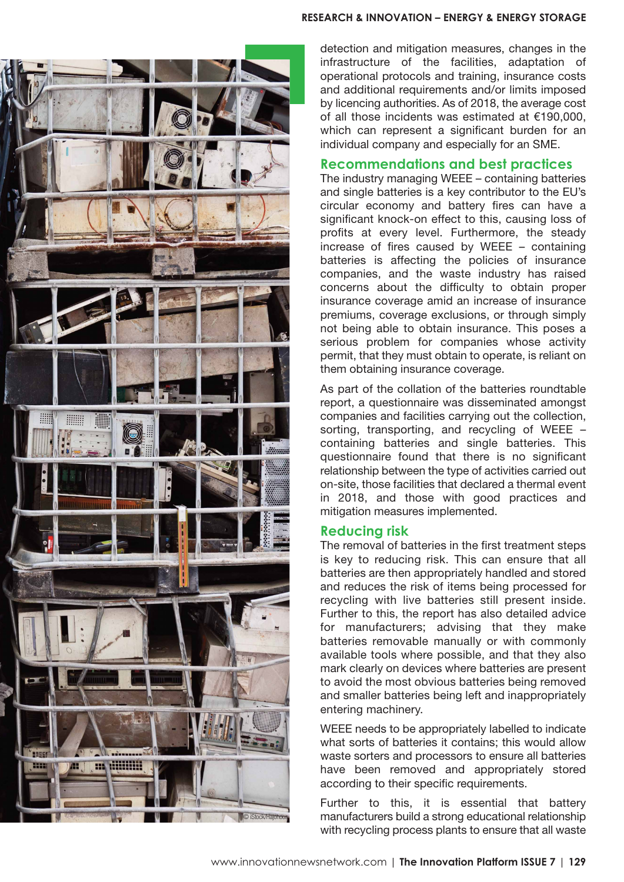detection and mitigation measures, changes in the infrastructure of the facilities, adaptation of operational protocols and training, insurance costs and additional requirements and/or limits imposed by licencing authorities. As of 2018, the average cost of all those incidents was estimated at €190,000, which can represent a significant burden for an individual company and especially for an SME.

## Recommendations and best practices

The industry managing WEEE – containing batteries and single batteries is a key contributor to the EU's circular economy and battery fires can have a significant knock-on effect to this, causing loss of profits at every level. Furthermore, the steady increase of fires caused by WEEE – containing batteries is affecting the policies of insurance companies, and the waste industry has raised concerns about the difficulty to obtain proper insurance coverage amid an increase of insurance premiums, coverage exclusions, or through simply not being able to obtain insurance. This poses a serious problem for companies whose activity permit, that they must obtain to operate, is reliant on them obtaining insurance coverage.

As part of the collation of the batteries roundtable report, a questionnaire was disseminated amongst companies and facilities carrying out the collection, sorting, transporting, and recycling of WEEE – containing batteries and single batteries. This questionnaire found that there is no significant relationship between the type of activities carried out on-site, those facilities that declared a thermal event in 2018, and those with good practices and mitigation measures implemented.

## Reducing risk

The removal of batteries in the first treatment steps is key to reducing risk. This can ensure that all batteries are then appropriately handled and stored and reduces the risk of items being processed for recycling with live batteries still present inside. Further to this, the report has also detailed advice for manufacturers; advising that they make batteries removable manually or with commonly available tools where possible, and that they also mark clearly on devices where batteries are present to avoid the most obvious batteries being removed and smaller batteries being left and inappropriately entering machinery.

WEEE needs to be appropriately labelled to indicate what sorts of batteries it contains; this would allow waste sorters and processors to ensure all batteries have been removed and appropriately stored according to their specific requirements.

Further to this, it is essential that battery manufacturers build a strong educational relationship with recycling process plants to ensure that all waste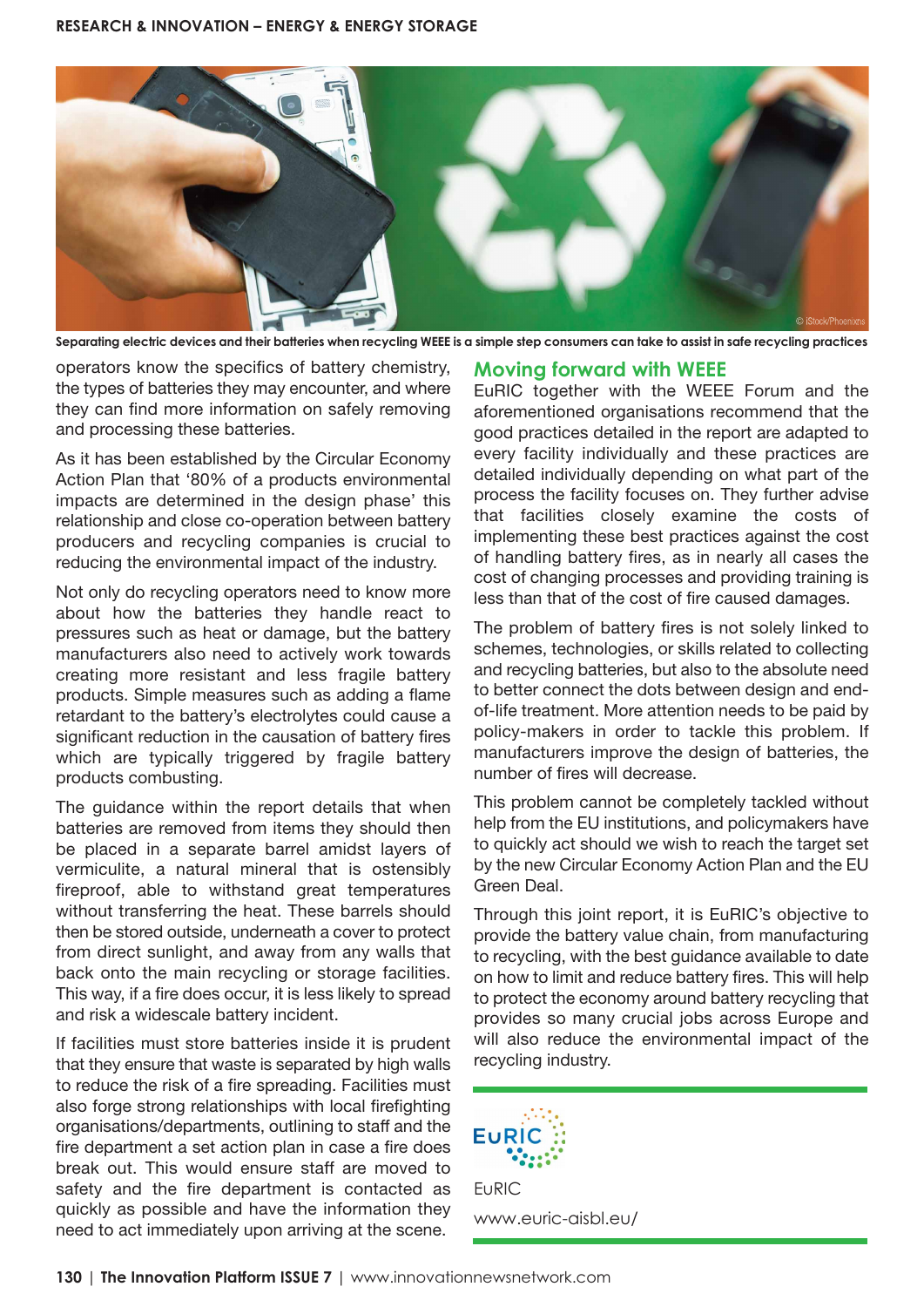Separating electric devices and their batteries when recycling WEEE is a simple step consumers can take to assist in safe recycling practices

operators know the specifics of battery chemistry, the types of batteries they may encounter, and where they can find more information on safely removing and processing these batteries.

As it has been established by the Circular Economy Action Plan that '80% of a products environmental impacts are determined in the design phase' this relationship and close co-operation between battery producers and recycling companies is crucial to reducing the environmental impact of the industry.

Not only do recycling operators need to know more about how the batteries they handle react to pressures such as heat or damage, but the battery manufacturers also need to actively work towards creating more resistant and less fragile battery products. Simple measures such as adding a flame retardant to the battery's electrolytes could cause a significant reduction in the causation of battery fires which are typically triggered by fragile battery products combusting.

The guidance within the report details that when batteries are removed from items they should then be placed in a separate barrel amidst layers of vermiculite, a natural mineral that is ostensibly fireproof, able to withstand great temperatures without transferring the heat. These barrels should then be stored outside, underneath a cover to protect from direct sunlight, and away from any walls that back onto the main recycling or storage facilities. This way, if a fire does occur, it is less likely to spread and risk a widescale battery incident.

If facilities must store batteries inside it is prudent that they ensure that waste is separated by high walls to reduce the risk of a fire spreading. Facilities must also forge strong relationships with local firefighting organisations/departments, outlining to staff and the fire department a set action plan in case a fire does break out. This would ensure staff are moved to safety and the fire department is contacted as quickly as possible and have the information they need to act immediately upon arriving at the scene.

## Moving forward with WEEE

EuRIC together with the WEEE Forum and the aforementioned organisations recommend that the good practices detailed in the report are adapted to every facility individually and these practices are detailed individually depending on what part of the process the facility focuses on. They further advise that facilities closely examine the costs of implementing these best practices against the cost of handling battery fires, as in nearly all cases the cost of changing processes and providing training is less than that of the cost of fire caused damages.

The problem of battery fires is not solely linked to schemes, technologies, or skills related to collecting and recycling batteries, but also to the absolute need to better connect the dots between design and end-of-life treatment. More attention needs to be paid by policy-makers in order to tackle this problem. If manufacturers improve the design of batteries, the number of fires will decrease.

This problem cannot be completely tackled without help from the EU institutions, and policymakers have to quickly act should we wish to reach the target set by the new Circular Economy Action Plan and the EU Green Deal.

Through this joint report, it is EuRIC's objective to provide the battery value chain, from manufacturing to recycling, with the best guidance available to date on how to limit and reduce battery fires. This will help to protect the economy around battery recycling that provides so many crucial jobs across Europe and will also reduce the environmental impact of the recycling industry.

EuRIC

www.euric-aisbl.eu/